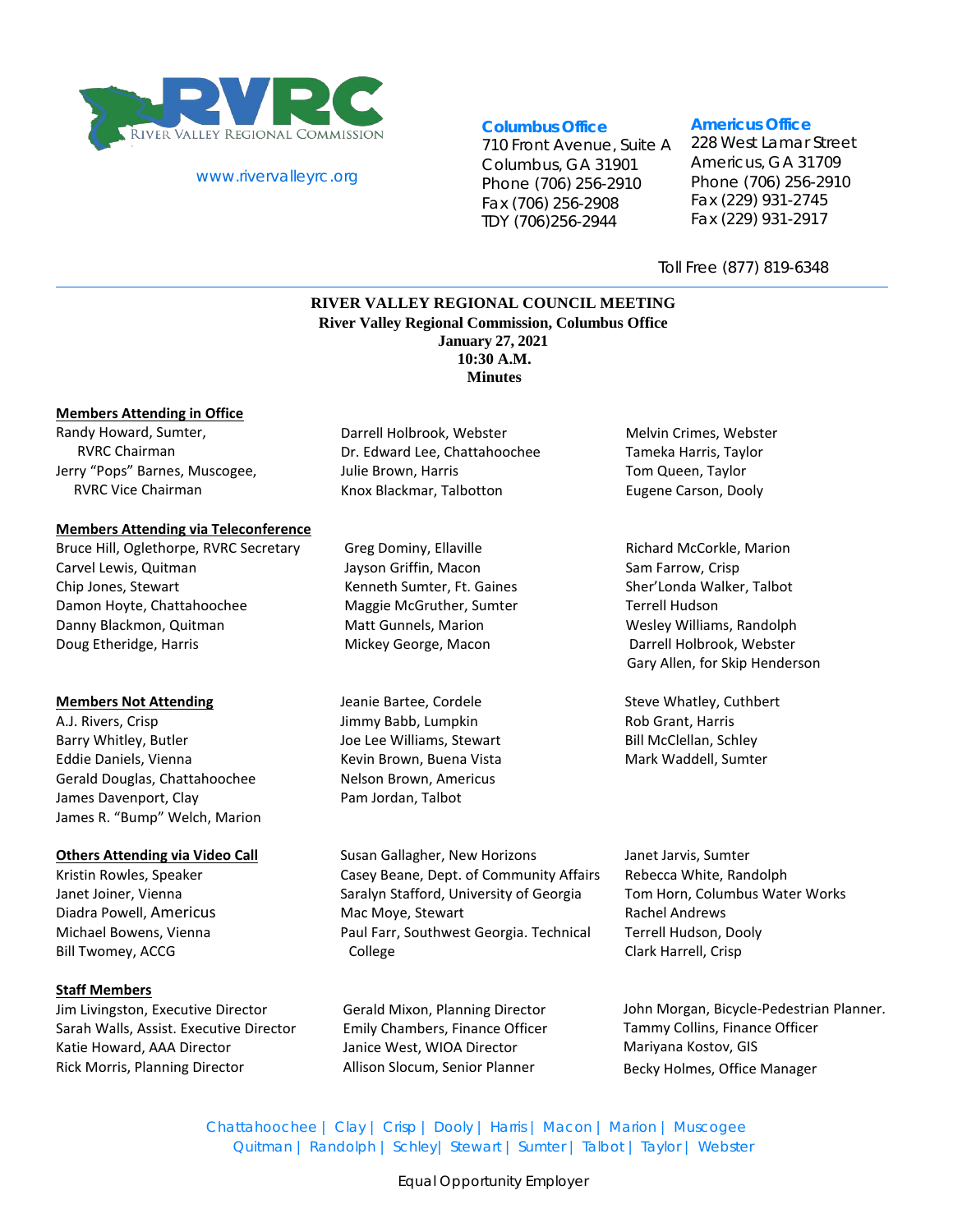RIVER VALLEY REGIONAL COMMISSION

www.rivervalleyrc.org

**Columbus Office**
710 Front Avenue, Suite A
Columbus, GA 31901
Phone (706) 256-2910
Fax (706) 256-2908
TDY (706)256-2944

**Americus Office**
228 West Lamar Street
Americus, GA 31709
Phone (706) 256-2910
Fax (229) 931-2745
Fax (229) 931-2917

Toll Free (877) 819-6348

---

**RIVER VALLEY REGIONAL COUNCIL MEETING**
**River Valley Regional Commission, Columbus Office**
**January 27, 2021**
**10:30 A.M.**
**Minutes**

**Members Attending in Office**

Randy Howard, Sumter, RVRC Chairman
Jerry "Pops" Barnes, Muscogee, RVRC Vice Chairman
Darrell Holbrook, Webster
Dr. Edward Lee, Chattahoochee
Julie Brown, Harris
Knox Blackmar, Talbotton
Melvin Crimes, Webster
Tameka Harris, Taylor
Tom Queen, Taylor
Eugene Carson, Dooly

**Members Attending via Teleconference**

Bruce Hill, Oglethorpe, RVRC Secretary
Carvel Lewis, Quitman
Chip Jones, Stewart
Damon Hoyte, Chattahoochee
Danny Blackmon, Quitman
Doug Etheridge, Harris
Greg Dominy, Ellaville
Jayson Griffin, Macon
Kenneth Sumter, Ft. Gaines
Maggie McGruther, Sumter
Matt Gunnels, Marion
Mickey George, Macon
Richard McCorkle, Marion
Sam Farrow, Crisp
Sher'Londa Walker, Talbot
Terrell Hudson
Wesley Williams, Randolph
Darrell Holbrook, Webster
Gary Allen, for Skip Henderson

**Members Not Attending**

A.J. Rivers, Crisp
Barry Whitley, Butler
Eddie Daniels, Vienna
Gerald Douglas, Chattahoochee
James Davenport, Clay
James R. "Bump" Welch, Marion
Jeanie Bartee, Cordele
Jimmy Babb, Lumpkin
Joe Lee Williams, Stewart
Kevin Brown, Buena Vista
Nelson Brown, Americus
Pam Jordan, Talbot
Steve Whatley, Cuthbert
Rob Grant, Harris
Bill McClellan, Schley
Mark Waddell, Sumter

**Others Attending via Video Call**

Kristin Rowles, Speaker
Janet Joiner, Vienna
Diadra Powell, Americus
Michael Bowens, Vienna
Bill Twomey, ACCG
Susan Gallagher, New Horizons
Casey Beane, Dept. of Community Affairs
Saralyn Stafford, University of Georgia
Mac Moye, Stewart
Paul Farr, Southwest Georgia. Technical College
Janet Jarvis, Sumter
Rebecca White, Randolph
Tom Horn, Columbus Water Works
Rachel Andrews
Terrell Hudson, Dooly
Clark Harrell, Crisp

**Staff Members**

Jim Livingston, Executive Director
Sarah Walls, Assist. Executive Director
Katie Howard, AAA Director
Rick Morris, Planning Director
Gerald Mixon, Planning Director
Emily Chambers, Finance Officer
Janice West, WIOA Director
Allison Slocum, Senior Planner
John Morgan, Bicycle-Pedestrian Planner.
Tammy Collins, Finance Officer
Mariyana Kostov, GIS
Becky Holmes, Office Manager

Chattahoochee | Clay | Crisp | Dooly | Harris | Macon | Marion | Muscogee
Quitman | Randolph | Schley| Stewart | Sumter | Talbot | Taylor | Webster

Equal Opportunity Employer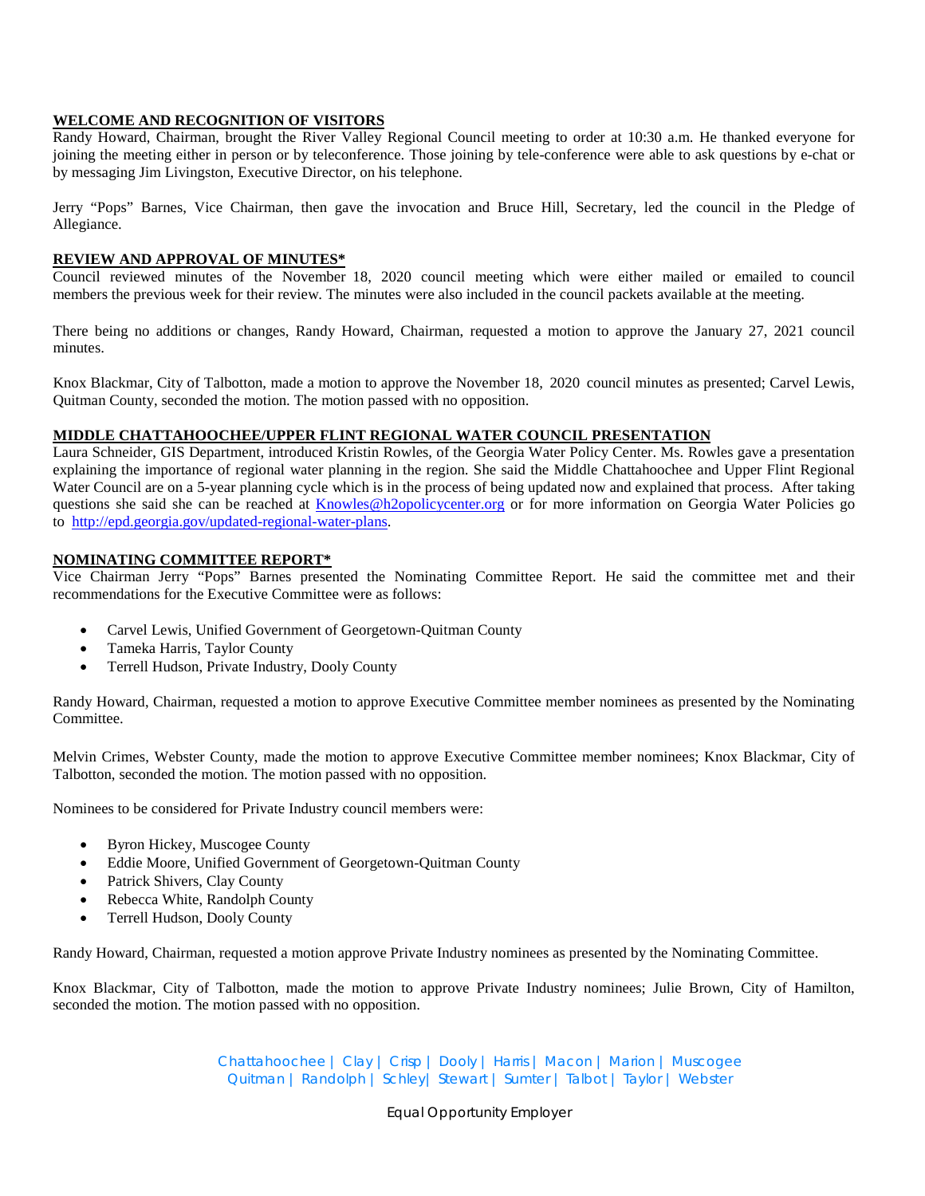**WELCOME AND RECOGNITION OF VISITORS**

Randy Howard, Chairman, brought the River Valley Regional Council meeting to order at 10:30 a.m. He thanked everyone for joining the meeting either in person or by teleconference. Those joining by tele-conference were able to ask questions by e-chat or by messaging Jim Livingston, Executive Director, on his telephone.

Jerry "Pops" Barnes, Vice Chairman, then gave the invocation and Bruce Hill, Secretary, led the council in the Pledge of Allegiance.

**REVIEW AND APPROVAL OF MINUTES***

Council reviewed minutes of the November 18, 2020 council meeting which were either mailed or emailed to council members the previous week for their review. The minutes were also included in the council packets available at the meeting.

There being no additions or changes, Randy Howard, Chairman, requested a motion to approve the January 27, 2021 council minutes.

Knox Blackmar, City of Talbotton, made a motion to approve the November 18, 2020 council minutes as presented; Carvel Lewis, Quitman County, seconded the motion. The motion passed with no opposition.

**MIDDLE CHATTAHOOCHEE/UPPER FLINT REGIONAL WATER COUNCIL PRESENTATION**

Laura Schneider, GIS Department, introduced Kristin Rowles, of the Georgia Water Policy Center. Ms. Rowles gave a presentation explaining the importance of regional water planning in the region. She said the Middle Chattahoochee and Upper Flint Regional Water Council are on a 5-year planning cycle which is in the process of being updated now and explained that process. After taking questions she said she can be reached at Knowles@h2opolicycenter.org or for more information on Georgia Water Policies go to http://epd.georgia.gov/updated-regional-water-plans.

**NOMINATING COMMITTEE REPORT***

Vice Chairman Jerry "Pops" Barnes presented the Nominating Committee Report. He said the committee met and their recommendations for the Executive Committee were as follows:

- Carvel Lewis, Unified Government of Georgetown-Quitman County
- Tameka Harris, Taylor County
- Terrell Hudson, Private Industry, Dooly County

Randy Howard, Chairman, requested a motion to approve Executive Committee member nominees as presented by the Nominating Committee.

Melvin Crimes, Webster County, made the motion to approve Executive Committee member nominees; Knox Blackmar, City of Talbotton, seconded the motion. The motion passed with no opposition.

Nominees to be considered for Private Industry council members were:

- Byron Hickey, Muscogee County
- Eddie Moore, Unified Government of Georgetown-Quitman County
- Patrick Shivers, Clay County
- Rebecca White, Randolph County
- Terrell Hudson, Dooly County

Randy Howard, Chairman, requested a motion approve Private Industry nominees as presented by the Nominating Committee.

Knox Blackmar, City of Talbotton, made the motion to approve Private Industry nominees; Julie Brown, City of Hamilton, seconded the motion. The motion passed with no opposition.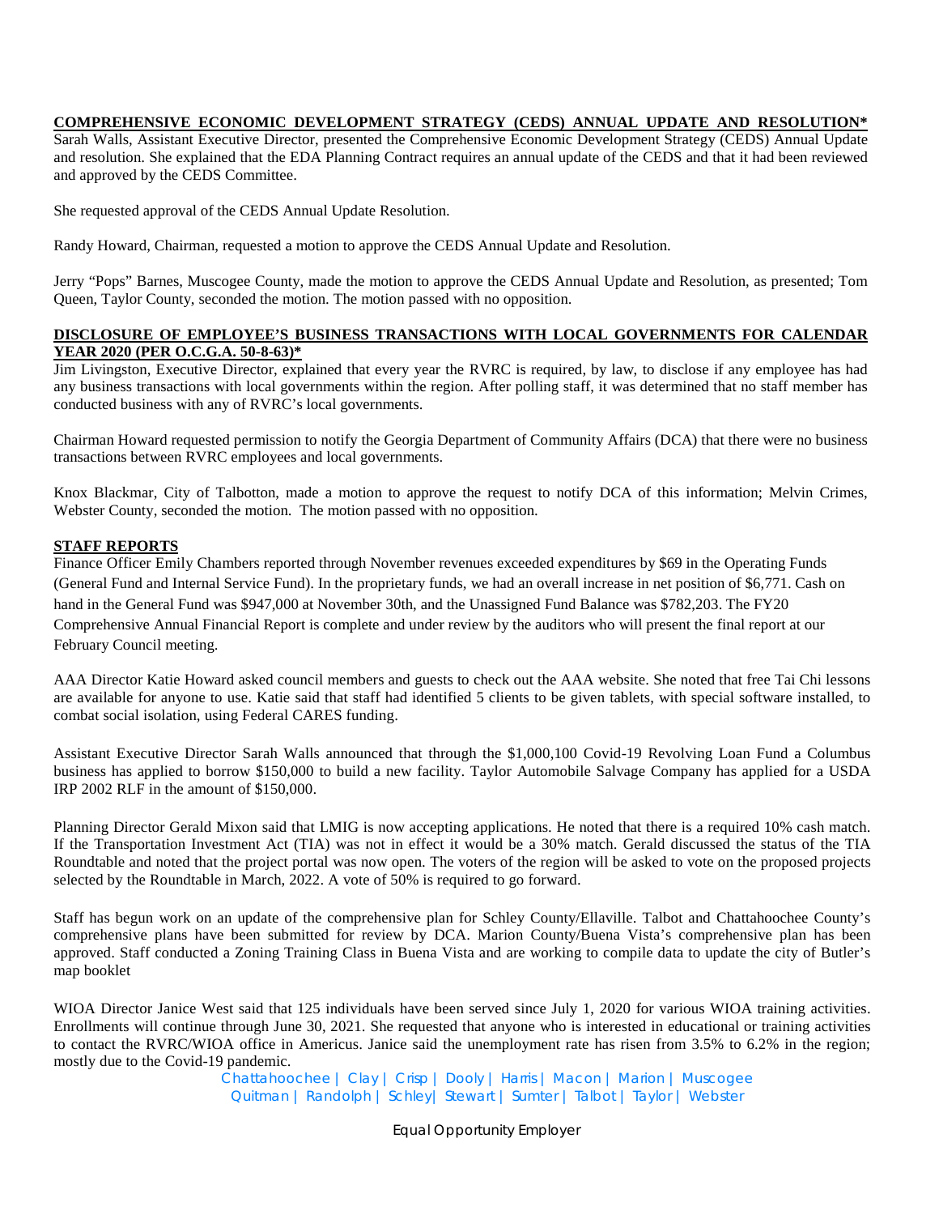**COMPREHENSIVE ECONOMIC DEVELOPMENT STRATEGY (CEDS) ANNUAL UPDATE AND RESOLUTION***

Sarah Walls, Assistant Executive Director, presented the Comprehensive Economic Development Strategy (CEDS) Annual Update and resolution. She explained that the EDA Planning Contract requires an annual update of the CEDS and that it had been reviewed and approved by the CEDS Committee.

She requested approval of the CEDS Annual Update Resolution.

Randy Howard, Chairman, requested a motion to approve the CEDS Annual Update and Resolution.

Jerry "Pops" Barnes, Muscogee County, made the motion to approve the CEDS Annual Update and Resolution, as presented; Tom Queen, Taylor County, seconded the motion. The motion passed with no opposition.

**DISCLOSURE OF EMPLOYEE'S BUSINESS TRANSACTIONS WITH LOCAL GOVERNMENTS FOR CALENDAR YEAR 2020 (PER O.C.G.A. 50-8-63)***

Jim Livingston, Executive Director, explained that every year the RVRC is required, by law, to disclose if any employee has had any business transactions with local governments within the region. After polling staff, it was determined that no staff member has conducted business with any of RVRC's local governments.

Chairman Howard requested permission to notify the Georgia Department of Community Affairs (DCA) that there were no business transactions between RVRC employees and local governments.

Knox Blackmar, City of Talbotton, made a motion to approve the request to notify DCA of this information; Melvin Crimes, Webster County, seconded the motion. The motion passed with no opposition.

**STAFF REPORTS**

Finance Officer Emily Chambers reported through November revenues exceeded expenditures by $69 in the Operating Funds (General Fund and Internal Service Fund). In the proprietary funds, we had an overall increase in net position of $6,771. Cash on hand in the General Fund was $947,000 at November 30th, and the Unassigned Fund Balance was $782,203. The FY20 Comprehensive Annual Financial Report is complete and under review by the auditors who will present the final report at our February Council meeting.

AAA Director Katie Howard asked council members and guests to check out the AAA website. She noted that free Tai Chi lessons are available for anyone to use. Katie said that staff had identified 5 clients to be given tablets, with special software installed, to combat social isolation, using Federal CARES funding.

Assistant Executive Director Sarah Walls announced that through the $1,000,100 Covid-19 Revolving Loan Fund a Columbus business has applied to borrow $150,000 to build a new facility. Taylor Automobile Salvage Company has applied for a USDA IRP 2002 RLF in the amount of $150,000.

Planning Director Gerald Mixon said that LMIG is now accepting applications. He noted that there is a required 10% cash match. If the Transportation Investment Act (TIA) was not in effect it would be a 30% match. Gerald discussed the status of the TIA Roundtable and noted that the project portal was now open. The voters of the region will be asked to vote on the proposed projects selected by the Roundtable in March, 2022. A vote of 50% is required to go forward.

Staff has begun work on an update of the comprehensive plan for Schley County/Ellaville. Talbot and Chattahoochee County's comprehensive plans have been submitted for review by DCA. Marion County/Buena Vista's comprehensive plan has been approved. Staff conducted a Zoning Training Class in Buena Vista and are working to compile data to update the city of Butler's map booklet

WIOA Director Janice West said that 125 individuals have been served since July 1, 2020 for various WIOA training activities. Enrollments will continue through June 30, 2021. She requested that anyone who is interested in educational or training activities to contact the RVRC/WIOA office in Americus. Janice said the unemployment rate has risen from 3.5% to 6.2% in the region; mostly due to the Covid-19 pandemic.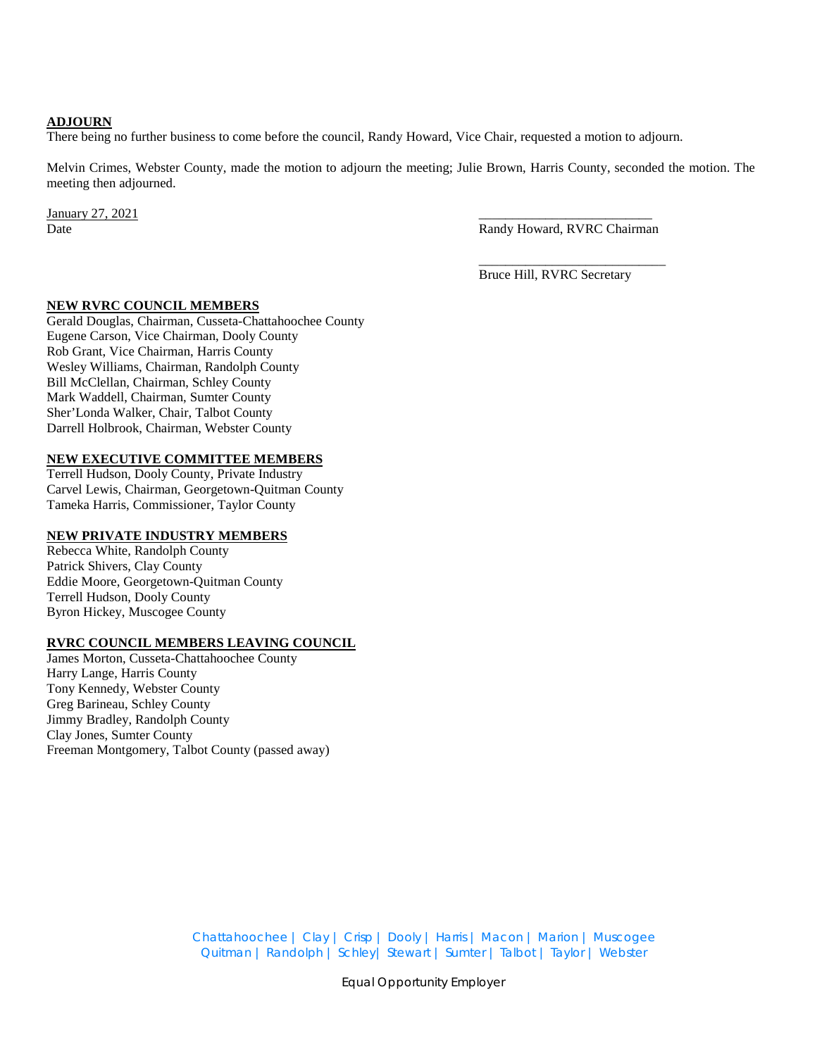**ADJOURN**

There being no further business to come before the council, Randy Howard, Vice Chair, requested a motion to adjourn.

Melvin Crimes, Webster County, made the motion to adjourn the meeting; Julie Brown, Harris County, seconded the motion. The meeting then adjourned.

January 27, 2021
Date

\_\_\_\_\_\_\_\_\_\_\_\_\_\_\_\_\_\_\_\_\_\_\_\_\_\_
Randy Howard, RVRC Chairman

\_\_\_\_\_\_\_\_\_\_\_\_\_\_\_\_\_\_\_\_\_\_\_\_\_\_\_\_
Bruce Hill, RVRC Secretary

**NEW RVRC COUNCIL MEMBERS**

Gerald Douglas, Chairman, Cusseta-Chattahoochee County
Eugene Carson, Vice Chairman, Dooly County
Rob Grant, Vice Chairman, Harris County
Wesley Williams, Chairman, Randolph County
Bill McClellan, Chairman, Schley County
Mark Waddell, Chairman, Sumter County
Sher'Londa Walker, Chair, Talbot County
Darrell Holbrook, Chairman, Webster County

**NEW EXECUTIVE COMMITTEE MEMBERS**

Terrell Hudson, Dooly County, Private Industry
Carvel Lewis, Chairman, Georgetown-Quitman County
Tameka Harris, Commissioner, Taylor County

**NEW PRIVATE INDUSTRY MEMBERS**

Rebecca White, Randolph County
Patrick Shivers, Clay County
Eddie Moore, Georgetown-Quitman County
Terrell Hudson, Dooly County
Byron Hickey, Muscogee County

**RVRC COUNCIL MEMBERS LEAVING COUNCIL**

James Morton, Cusseta-Chattahoochee County
Harry Lange, Harris County
Tony Kennedy, Webster County
Greg Barineau, Schley County
Jimmy Bradley, Randolph County
Clay Jones, Sumter County
Freeman Montgomery, Talbot County (passed away)